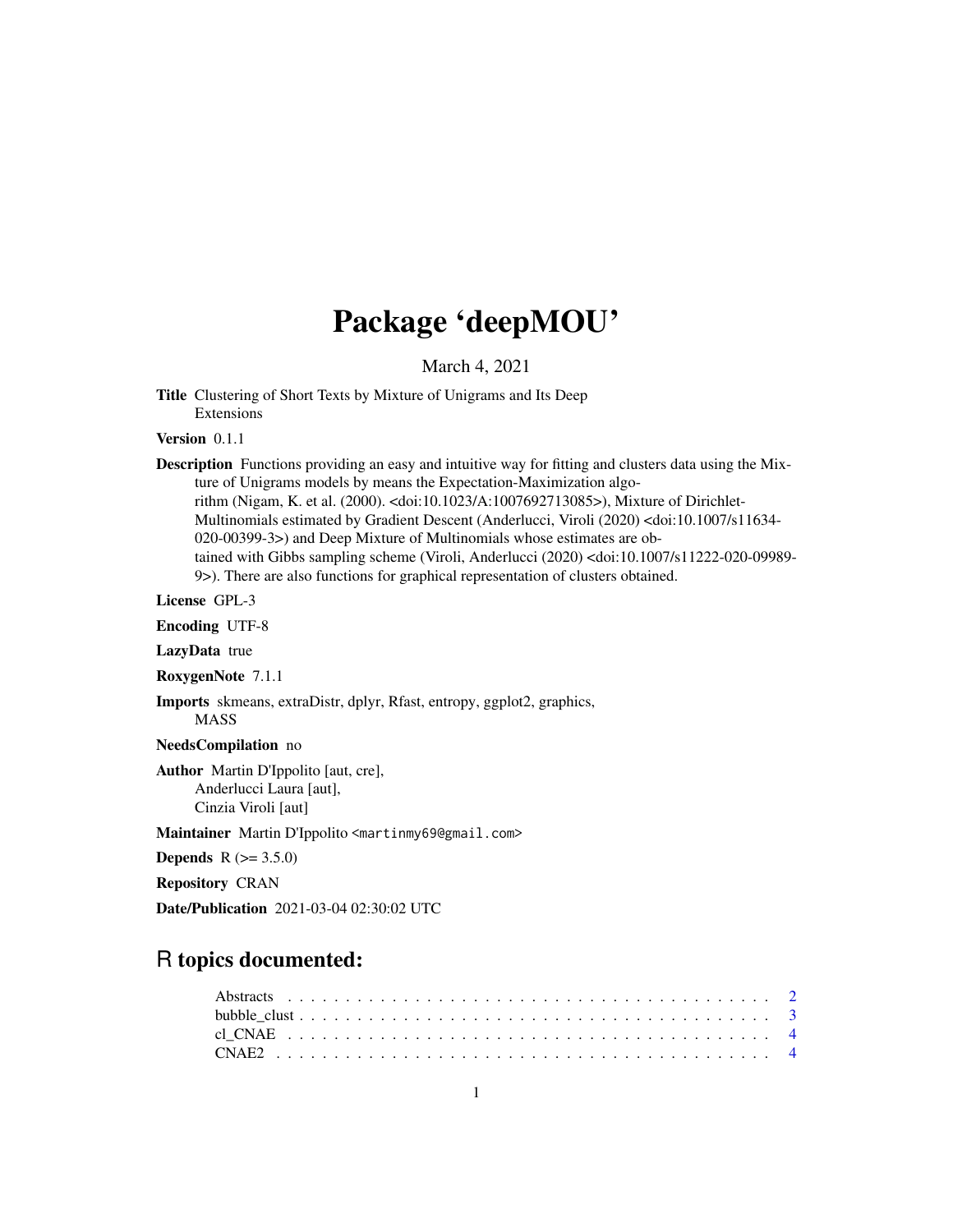# Package 'deepMOU'

March 4, 2021

**Title** Clustering of Short Texts by Mixture of Unigrams and Its Deep Extensions

**Version** 0.1.1

**Description** Functions providing an easy and intuitive way for fitting and clusters data using the Mixture of Unigrams models by means the Expectation-Maximization algorithm (Nigam, K. et al. (2000). <doi:10.1023/A:1007692713085>), Mixture of Dirichlet-Multinomials estimated by Gradient Descent (Anderlucci, Viroli (2020) <doi:10.1007/s11634-020-00399-3>) and Deep Mixture of Multinomials whose estimates are obtained with Gibbs sampling scheme (Viroli, Anderlucci (2020) <doi:10.1007/s11222-020-09989-9>). There are also functions for graphical representation of clusters obtained.

**License** GPL-3

**Encoding** UTF-8

**LazyData** true

**RoxygenNote** 7.1.1

**Imports** skmeans, extraDistr, dplyr, Rfast, entropy, ggplot2, graphics, MASS

**NeedsCompilation** no

**Author** Martin D'Ippolito [aut, cre],
Anderlucci Laura [aut],
Cinzia Viroli [aut]

**Maintainer** Martin D'Ippolito <martinmy69@gmail.com>

**Depends** R (>= 3.5.0)

**Repository** CRAN

**Date/Publication** 2021-03-04 02:30:02 UTC

## R topics documented:

- Abstracts . . . . . . . . . . 2
- bubble_clust . . . . . . . . . . 3
- cl_CNAE . . . . . . . . . . 4
- CNAE2 . . . . . . . . . . 4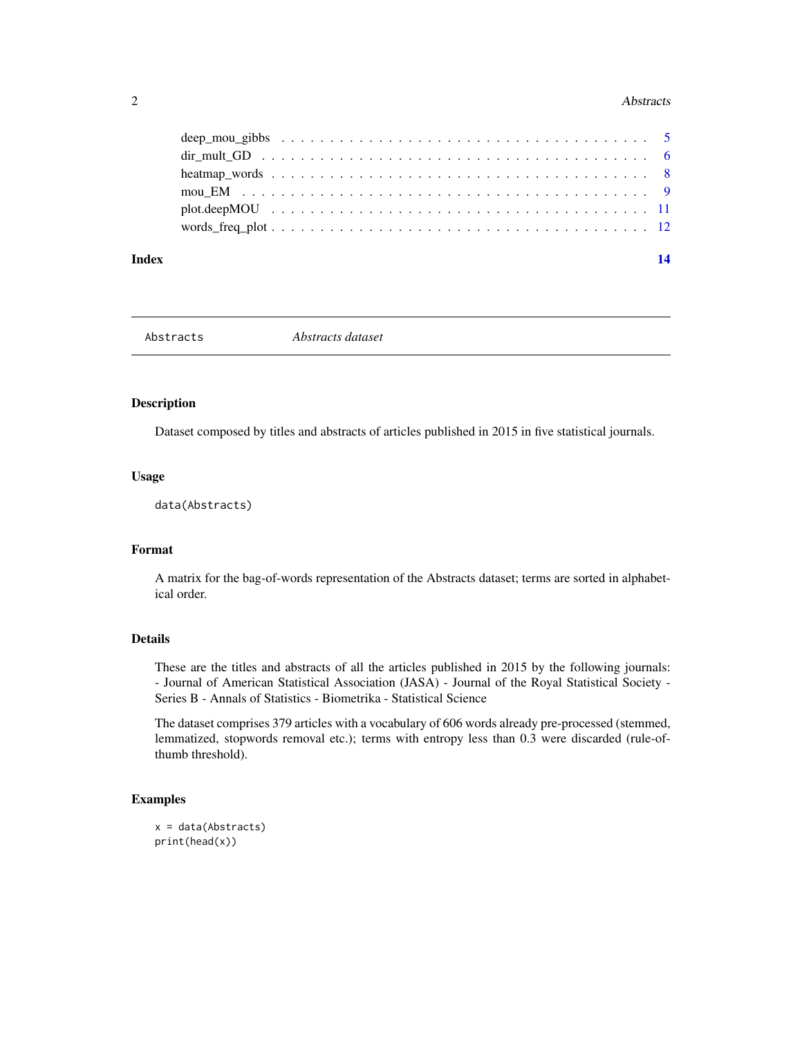deep_mou_gibbs . . . . . . . . . . . . . . . . . . . . . . . . . . . . . . . . . . . 5
dir_mult_GD . . . . . . . . . . . . . . . . . . . . . . . . . . . . . . . . . . . . 6
heatmap_words . . . . . . . . . . . . . . . . . . . . . . . . . . . . . . . . . . . 8
mou_EM . . . . . . . . . . . . . . . . . . . . . . . . . . . . . . . . . . . . . . 9
plot.deepMOU . . . . . . . . . . . . . . . . . . . . . . . . . . . . . . . . . . . 11
words_freq_plot . . . . . . . . . . . . . . . . . . . . . . . . . . . . . . . . . . 12

**Index** **14**

---

Abstracts &nbsp;&nbsp;&nbsp;&nbsp; *Abstracts dataset*

---

### Description

Dataset composed by titles and abstracts of articles published in 2015 in five statistical journals.

### Usage

```
data(Abstracts)
```

### Format

A matrix for the bag-of-words representation of the Abstracts dataset; terms are sorted in alphabetical order.

### Details

These are the titles and abstracts of all the articles published in 2015 by the following journals: - Journal of American Statistical Association (JASA) - Journal of the Royal Statistical Society - Series B - Annals of Statistics - Biometrika - Statistical Science

The dataset comprises 379 articles with a vocabulary of 606 words already pre-processed (stemmed, lemmatized, stopwords removal etc.); terms with entropy less than 0.3 were discarded (rule-of-thumb threshold).

### Examples

```
x = data(Abstracts)
print(head(x))
```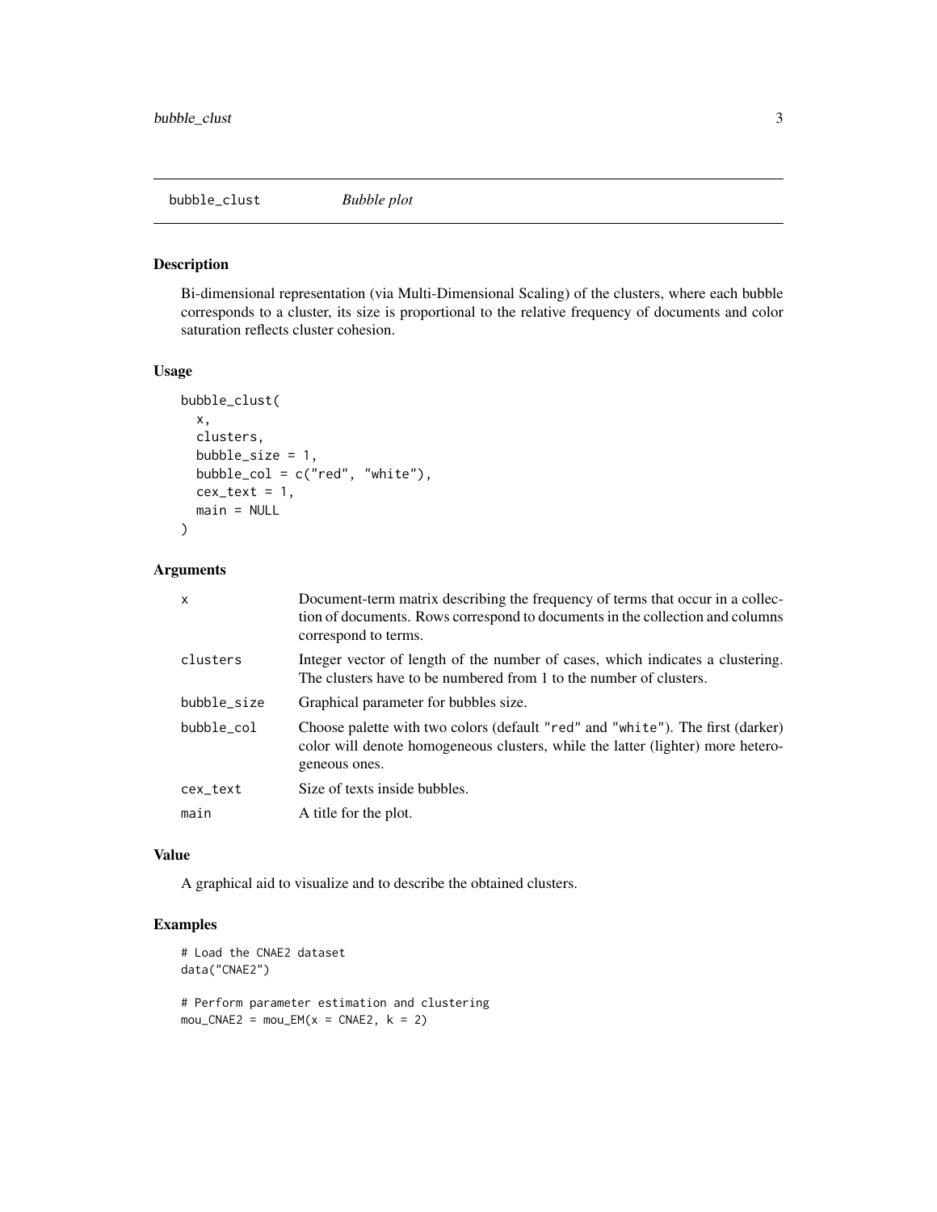## bubble_clust *Bubble plot*

### Description

Bi-dimensional representation (via Multi-Dimensional Scaling) of the clusters, where each bubble corresponds to a cluster, its size is proportional to the relative frequency of documents and color saturation reflects cluster cohesion.

### Usage

```
bubble_clust(
  x,
  clusters,
  bubble_size = 1,
  bubble_col = c("red", "white"),
  cex_text = 1,
  main = NULL
)
```

### Arguments

| | |
|---|---|
| `x` | Document-term matrix describing the frequency of terms that occur in a collection of documents. Rows correspond to documents in the collection and columns correspond to terms. |
| `clusters` | Integer vector of length of the number of cases, which indicates a clustering. The clusters have to be numbered from 1 to the number of clusters. |
| `bubble_size` | Graphical parameter for bubbles size. |
| `bubble_col` | Choose palette with two colors (default `"red"` and `"white"`). The first (darker) color will denote homogeneous clusters, while the latter (lighter) more heterogeneous ones. |
| `cex_text` | Size of texts inside bubbles. |
| `main` | A title for the plot. |

### Value

A graphical aid to visualize and to describe the obtained clusters.

### Examples

```
# Load the CNAE2 dataset
data("CNAE2")

# Perform parameter estimation and clustering
mou_CNAE2 = mou_EM(x = CNAE2, k = 2)
```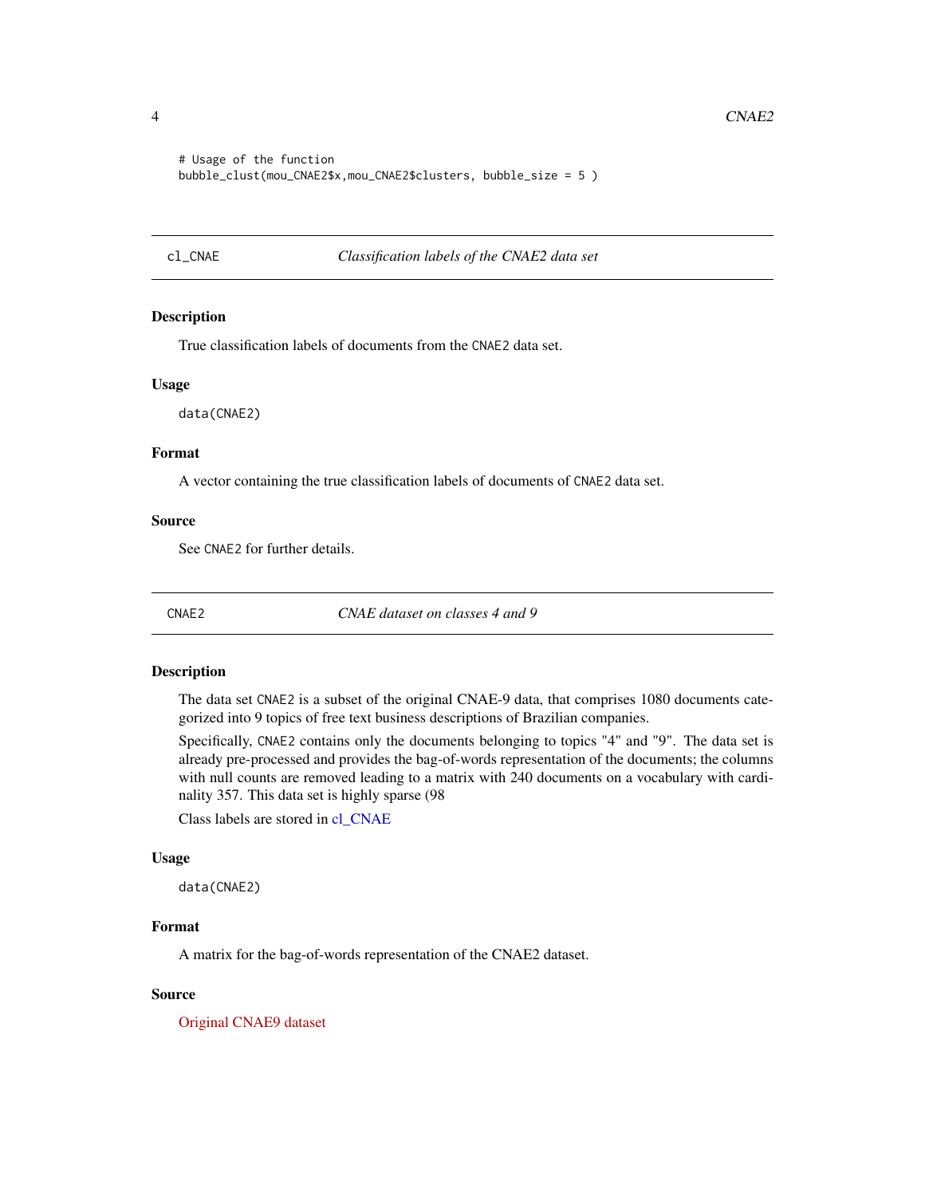```
# Usage of the function
bubble_clust(mou_CNAE2$x,mou_CNAE2$clusters, bubble_size = 5 )
```

---

## cl_CNAE — *Classification labels of the CNAE2 data set*

### Description

True classification labels of documents from the `CNAE2` data set.

### Usage

```
data(CNAE2)
```

### Format

A vector containing the true classification labels of documents of `CNAE2` data set.

### Source

See `CNAE2` for further details.

---

## CNAE2 — *CNAE dataset on classes 4 and 9*

### Description

The data set `CNAE2` is a subset of the original CNAE-9 data, that comprises 1080 documents categorized into 9 topics of free text business descriptions of Brazilian companies.

Specifically, `CNAE2` contains only the documents belonging to topics "4" and "9". The data set is already pre-processed and provides the bag-of-words representation of the documents; the columns with null counts are removed leading to a matrix with 240 documents on a vocabulary with cardinality 357. This data set is highly sparse (98

Class labels are stored in cl_CNAE

### Usage

```
data(CNAE2)
```

### Format

A matrix for the bag-of-words representation of the CNAE2 dataset.

### Source

Original CNAE9 dataset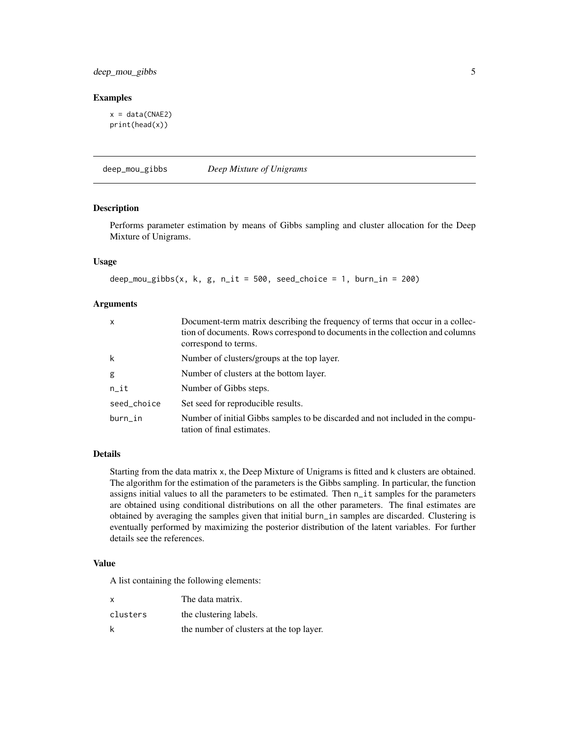## Examples

```
x = data(CNAE2)
print(head(x))
```

# deep_mou_gibbs *Deep Mixture of Unigrams*

## Description

Performs parameter estimation by means of Gibbs sampling and cluster allocation for the Deep Mixture of Unigrams.

## Usage

```
deep_mou_gibbs(x, k, g, n_it = 500, seed_choice = 1, burn_in = 200)
```

## Arguments

| | |
|---|---|
| x | Document-term matrix describing the frequency of terms that occur in a collection of documents. Rows correspond to documents in the collection and columns correspond to terms. |
| k | Number of clusters/groups at the top layer. |
| g | Number of clusters at the bottom layer. |
| n_it | Number of Gibbs steps. |
| seed_choice | Set seed for reproducible results. |
| burn_in | Number of initial Gibbs samples to be discarded and not included in the computation of final estimates. |

## Details

Starting from the data matrix `x`, the Deep Mixture of Unigrams is fitted and `k` clusters are obtained. The algorithm for the estimation of the parameters is the Gibbs sampling. In particular, the function assigns initial values to all the parameters to be estimated. Then `n_it` samples for the parameters are obtained using conditional distributions on all the other parameters. The final estimates are obtained by averaging the samples given that initial `burn_in` samples are discarded. Clustering is eventually performed by maximizing the posterior distribution of the latent variables. For further details see the references.

## Value

A list containing the following elements:

| | |
|---|---|
| x | The data matrix. |
| clusters | the clustering labels. |
| k | the number of clusters at the top layer. |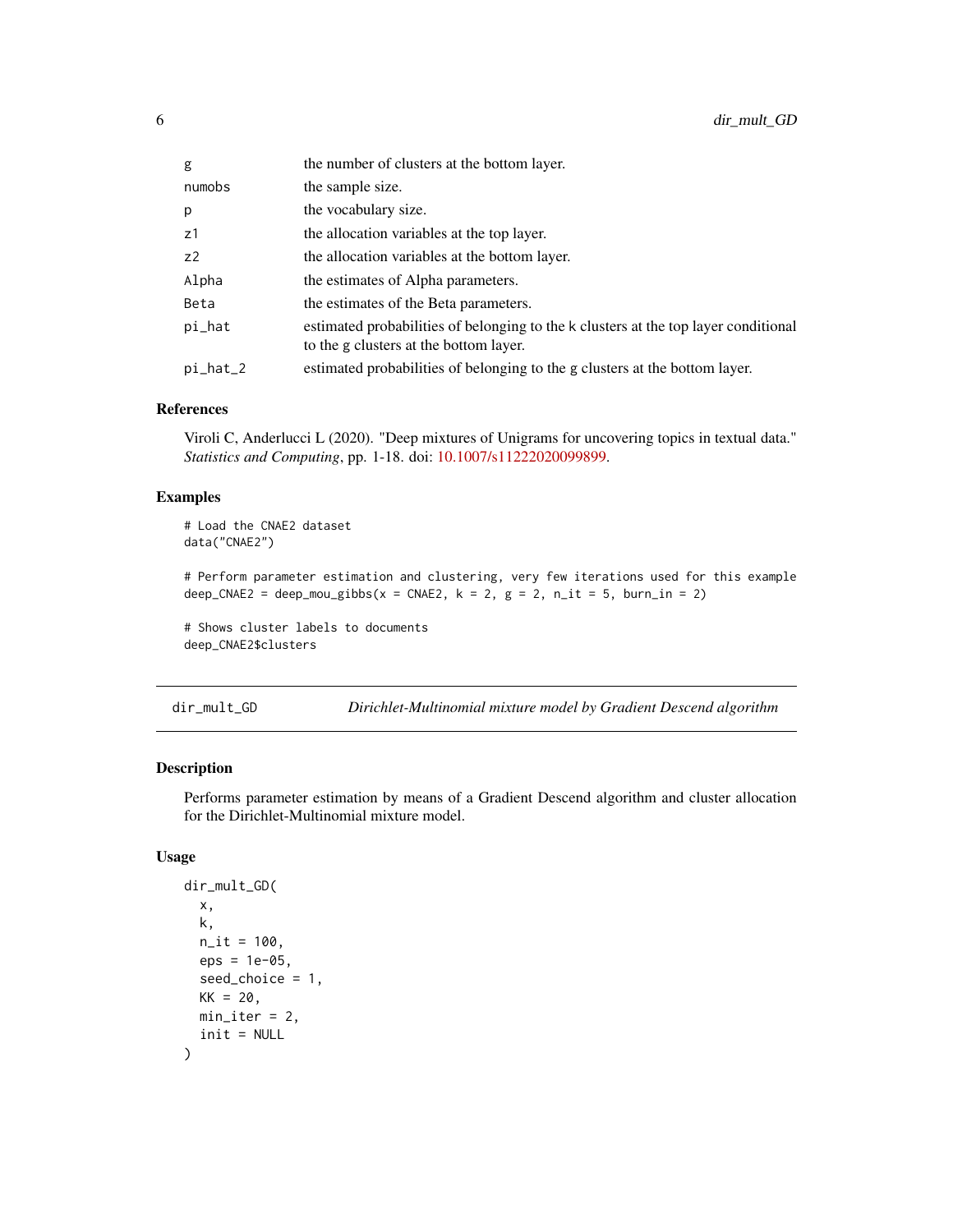| | |
|---|---|
| g | the number of clusters at the bottom layer. |
| numobs | the sample size. |
| p | the vocabulary size. |
| z1 | the allocation variables at the top layer. |
| z2 | the allocation variables at the bottom layer. |
| Alpha | the estimates of Alpha parameters. |
| Beta | the estimates of the Beta parameters. |
| pi_hat | estimated probabilities of belonging to the k clusters at the top layer conditional to the g clusters at the bottom layer. |
| pi_hat_2 | estimated probabilities of belonging to the g clusters at the bottom layer. |

### References

Viroli C, Anderlucci L (2020). "Deep mixtures of Unigrams for uncovering topics in textual data." *Statistics and Computing*, pp. 1-18. doi: 10.1007/s11222020099899.

### Examples

```
# Load the CNAE2 dataset
data("CNAE2")

# Perform parameter estimation and clustering, very few iterations used for this example
deep_CNAE2 = deep_mou_gibbs(x = CNAE2, k = 2, g = 2, n_it = 5, burn_in = 2)

# Shows cluster labels to documents
deep_CNAE2$clusters
```

---

## dir_mult_GD &nbsp;&nbsp;&nbsp; *Dirichlet-Multinomial mixture model by Gradient Descend algorithm*

### Description

Performs parameter estimation by means of a Gradient Descend algorithm and cluster allocation for the Dirichlet-Multinomial mixture model.

### Usage

```
dir_mult_GD(
  x,
  k,
  n_it = 100,
  eps = 1e-05,
  seed_choice = 1,
  KK = 20,
  min_iter = 2,
  init = NULL
)
```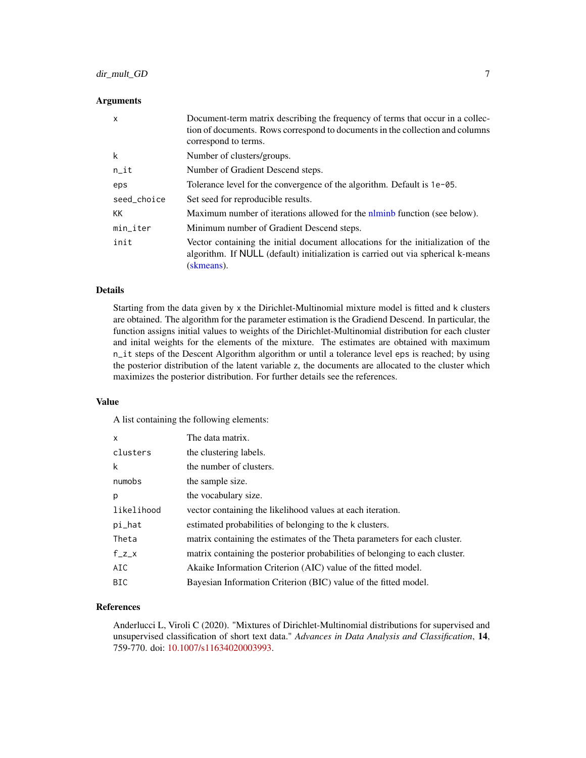### Arguments

| | |
|---|---|
| x | Document-term matrix describing the frequency of terms that occur in a collection of documents. Rows correspond to documents in the collection and columns correspond to terms. |
| k | Number of clusters/groups. |
| n_it | Number of Gradient Descend steps. |
| eps | Tolerance level for the convergence of the algorithm. Default is 1e-05. |
| seed_choice | Set seed for reproducible results. |
| KK | Maximum number of iterations allowed for the nlminb function (see below). |
| min_iter | Minimum number of Gradient Descend steps. |
| init | Vector containing the initial document allocations for the initialization of the algorithm. If NULL (default) initialization is carried out via spherical k-means (skmeans). |

### Details

Starting from the data given by x the Dirichlet-Multinomial mixture model is fitted and k clusters are obtained. The algorithm for the parameter estimation is the Gradiend Descend. In particular, the function assigns initial values to weights of the Dirichlet-Multinomial distribution for each cluster and inital weights for the elements of the mixture. The estimates are obtained with maximum n_it steps of the Descent Algorithm algorithm or until a tolerance level eps is reached; by using the posterior distribution of the latent variable z, the documents are allocated to the cluster which maximizes the posterior distribution. For further details see the references.

### Value

A list containing the following elements:

| | |
|---|---|
| x | The data matrix. |
| clusters | the clustering labels. |
| k | the number of clusters. |
| numobs | the sample size. |
| p | the vocabulary size. |
| likelihood | vector containing the likelihood values at each iteration. |
| pi_hat | estimated probabilities of belonging to the k clusters. |
| Theta | matrix containing the estimates of the Theta parameters for each cluster. |
| f_z_x | matrix containing the posterior probabilities of belonging to each cluster. |
| AIC | Akaike Information Criterion (AIC) value of the fitted model. |
| BIC | Bayesian Information Criterion (BIC) value of the fitted model. |

### References

Anderlucci L, Viroli C (2020). "Mixtures of Dirichlet-Multinomial distributions for supervised and unsupervised classification of short text data." *Advances in Data Analysis and Classification*, **14**, 759-770. doi: 10.1007/s11634020003993.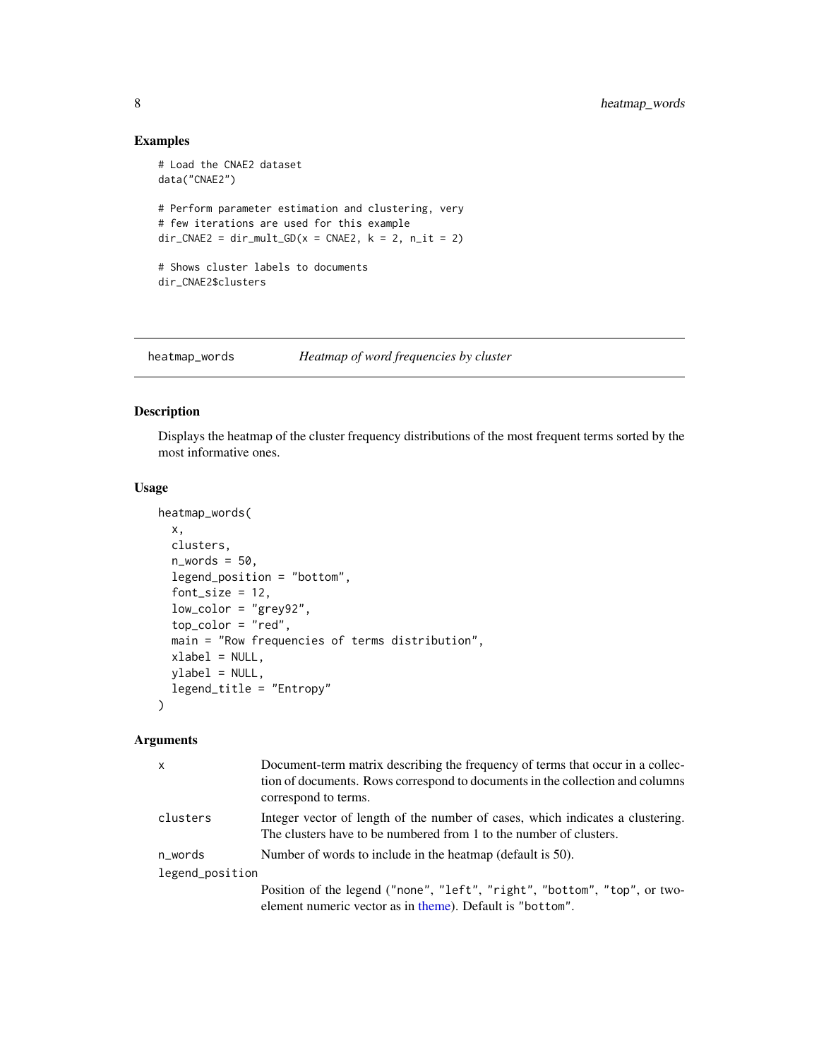## Examples

```
# Load the CNAE2 dataset
data("CNAE2")

# Perform parameter estimation and clustering, very
# few iterations are used for this example
dir_CNAE2 = dir_mult_GD(x = CNAE2, k = 2, n_it = 2)

# Shows cluster labels to documents
dir_CNAE2$clusters
```

---

## heatmap_words    *Heatmap of word frequencies by cluster*

---

### Description

Displays the heatmap of the cluster frequency distributions of the most frequent terms sorted by the most informative ones.

### Usage

```
heatmap_words(
  x,
  clusters,
  n_words = 50,
  legend_position = "bottom",
  font_size = 12,
  low_color = "grey92",
  top_color = "red",
  main = "Row frequencies of terms distribution",
  xlabel = NULL,
  ylabel = NULL,
  legend_title = "Entropy"
)
```

### Arguments

| | |
|---|---|
| x | Document-term matrix describing the frequency of terms that occur in a collection of documents. Rows correspond to documents in the collection and columns correspond to terms. |
| clusters | Integer vector of length of the number of cases, which indicates a clustering. The clusters have to be numbered from 1 to the number of clusters. |
| n_words | Number of words to include in the heatmap (default is 50). |
| legend_position | Position of the legend ("none", "left", "right", "bottom", "top", or two-element numeric vector as in theme). Default is "bottom". |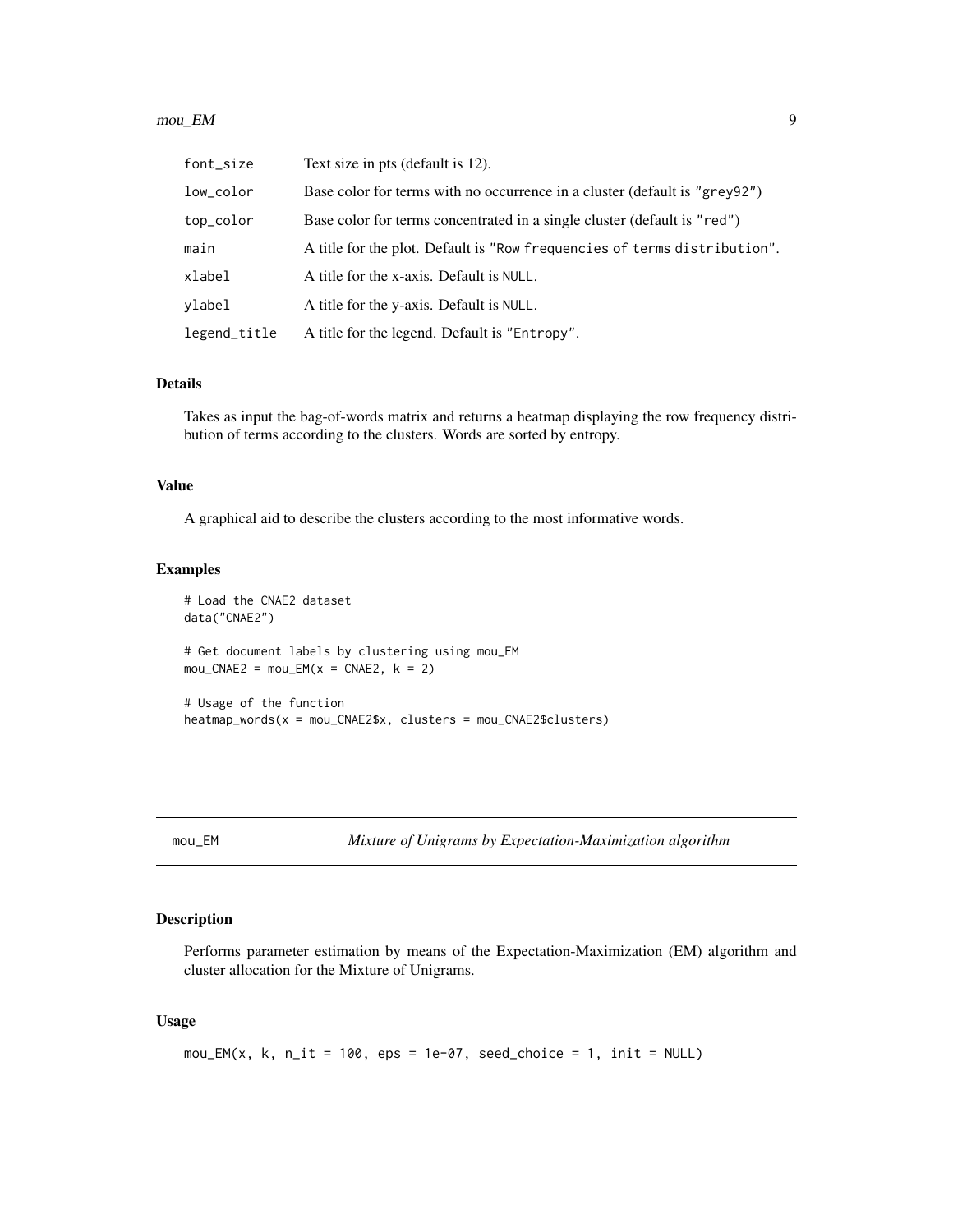| | |
|---|---|
| `font_size` | Text size in pts (default is 12). |
| `low_color` | Base color for terms with no occurrence in a cluster (default is `"grey92"`) |
| `top_color` | Base color for terms concentrated in a single cluster (default is `"red"`) |
| `main` | A title for the plot. Default is `"Row frequencies of terms distribution"`. |
| `xlabel` | A title for the x-axis. Default is `NULL`. |
| `ylabel` | A title for the y-axis. Default is `NULL`. |
| `legend_title` | A title for the legend. Default is `"Entropy"`. |

### Details

Takes as input the bag-of-words matrix and returns a heatmap displaying the row frequency distribution of terms according to the clusters. Words are sorted by entropy.

### Value

A graphical aid to describe the clusters according to the most informative words.

### Examples

```
# Load the CNAE2 dataset
data("CNAE2")

# Get document labels by clustering using mou_EM
mou_CNAE2 = mou_EM(x = CNAE2, k = 2)

# Usage of the function
heatmap_words(x = mou_CNAE2$x, clusters = mou_CNAE2$clusters)
```

---

## mou_EM — *Mixture of Unigrams by Expectation-Maximization algorithm*

---

### Description

Performs parameter estimation by means of the Expectation-Maximization (EM) algorithm and cluster allocation for the Mixture of Unigrams.

### Usage

```
mou_EM(x, k, n_it = 100, eps = 1e-07, seed_choice = 1, init = NULL)
```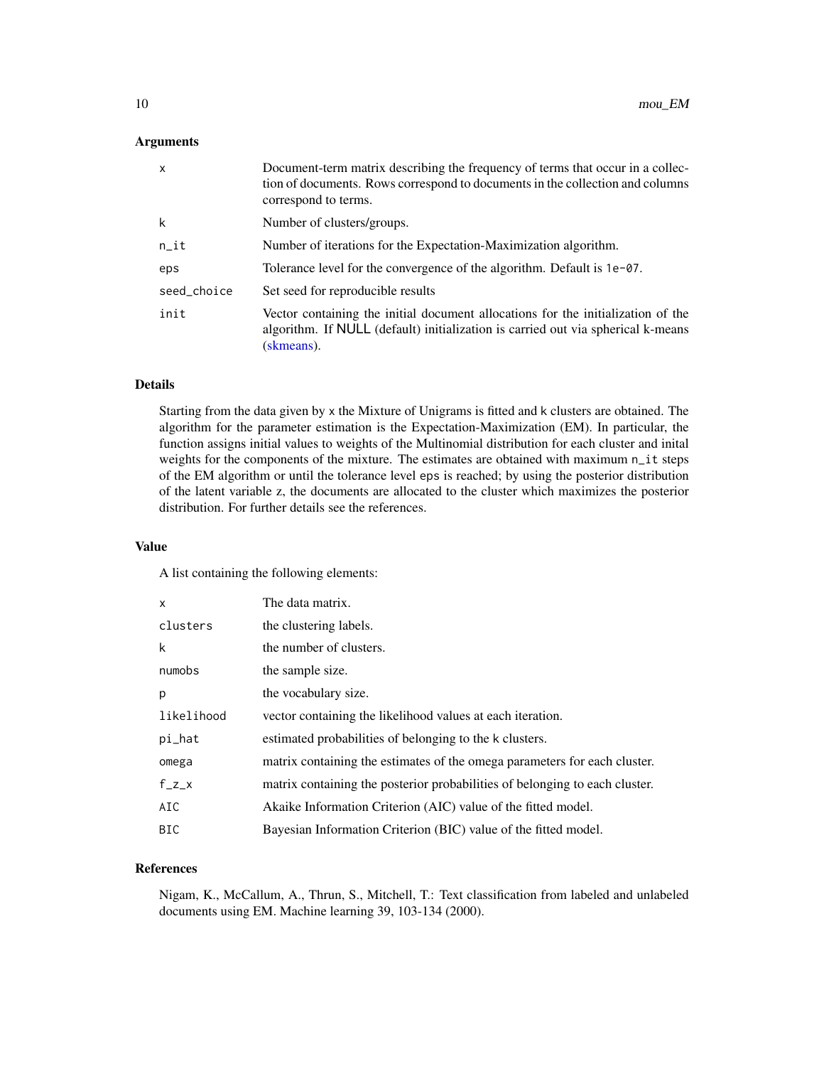### Arguments

| | |
|---|---|
| `x` | Document-term matrix describing the frequency of terms that occur in a collection of documents. Rows correspond to documents in the collection and columns correspond to terms. |
| `k` | Number of clusters/groups. |
| `n_it` | Number of iterations for the Expectation-Maximization algorithm. |
| `eps` | Tolerance level for the convergence of the algorithm. Default is `1e-07`. |
| `seed_choice` | Set seed for reproducible results |
| `init` | Vector containing the initial document allocations for the initialization of the algorithm. If NULL (default) initialization is carried out via spherical k-means (skmeans). |

### Details

Starting from the data given by `x` the Mixture of Unigrams is fitted and `k` clusters are obtained. The algorithm for the parameter estimation is the Expectation-Maximization (EM). In particular, the function assigns initial values to weights of the Multinomial distribution for each cluster and inital weights for the components of the mixture. The estimates are obtained with maximum `n_it` steps of the EM algorithm or until the tolerance level `eps` is reached; by using the posterior distribution of the latent variable z, the documents are allocated to the cluster which maximizes the posterior distribution. For further details see the references.

### Value

A list containing the following elements:

| | |
|---|---|
| `x` | The data matrix. |
| `clusters` | the clustering labels. |
| `k` | the number of clusters. |
| `numobs` | the sample size. |
| `p` | the vocabulary size. |
| `likelihood` | vector containing the likelihood values at each iteration. |
| `pi_hat` | estimated probabilities of belonging to the `k` clusters. |
| `omega` | matrix containing the estimates of the omega parameters for each cluster. |
| `f_z_x` | matrix containing the posterior probabilities of belonging to each cluster. |
| `AIC` | Akaike Information Criterion (AIC) value of the fitted model. |
| `BIC` | Bayesian Information Criterion (BIC) value of the fitted model. |

### References

Nigam, K., McCallum, A., Thrun, S., Mitchell, T.: Text classification from labeled and unlabeled documents using EM. Machine learning 39, 103-134 (2000).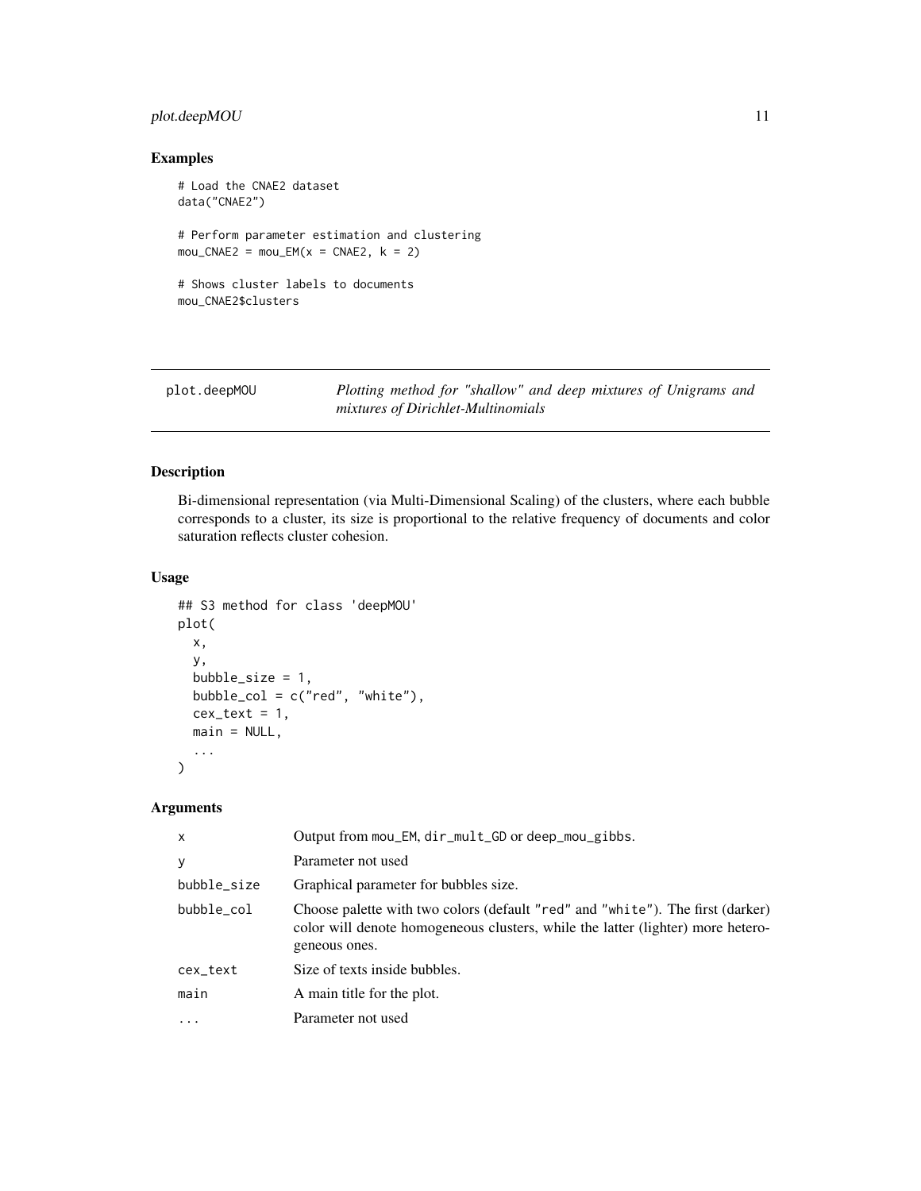## Examples

```
# Load the CNAE2 dataset
data("CNAE2")

# Perform parameter estimation and clustering
mou_CNAE2 = mou_EM(x = CNAE2, k = 2)

# Shows cluster labels to documents
mou_CNAE2$clusters
```

---

# plot.deepMOU

*Plotting method for "shallow" and deep mixtures of Unigrams and mixtures of Dirichlet-Multinomials*

---

## Description

Bi-dimensional representation (via Multi-Dimensional Scaling) of the clusters, where each bubble corresponds to a cluster, its size is proportional to the relative frequency of documents and color saturation reflects cluster cohesion.

## Usage

```
## S3 method for class 'deepMOU'
plot(
  x,
  y,
  bubble_size = 1,
  bubble_col = c("red", "white"),
  cex_text = 1,
  main = NULL,
  ...
)
```

## Arguments

| | |
|---|---|
| `x` | Output from `mou_EM`, `dir_mult_GD` or `deep_mou_gibbs`. |
| `y` | Parameter not used |
| `bubble_size` | Graphical parameter for bubbles size. |
| `bubble_col` | Choose palette with two colors (default `"red"` and `"white"`). The first (darker) color will denote homogeneous clusters, while the latter (lighter) more heterogeneous ones. |
| `cex_text` | Size of texts inside bubbles. |
| `main` | A main title for the plot. |
| `...` | Parameter not used |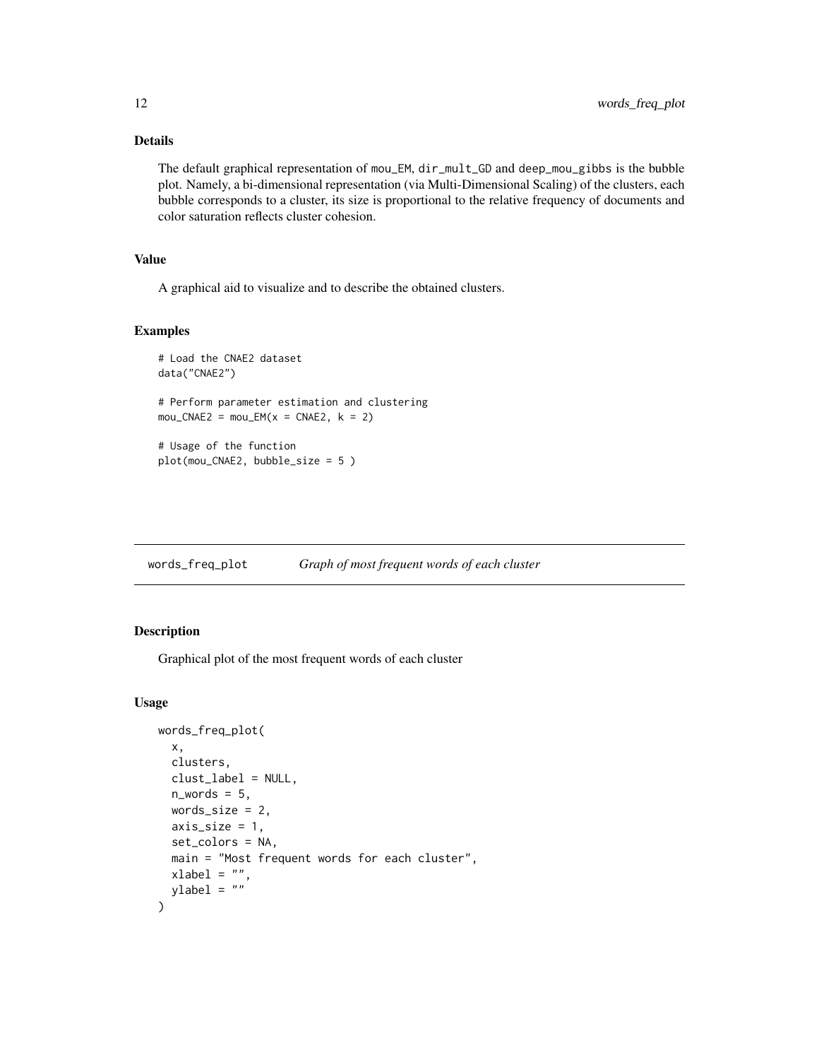### Details

The default graphical representation of `mou_EM`, `dir_mult_GD` and `deep_mou_gibbs` is the bubble plot. Namely, a bi-dimensional representation (via Multi-Dimensional Scaling) of the clusters, each bubble corresponds to a cluster, its size is proportional to the relative frequency of documents and color saturation reflects cluster cohesion.

### Value

A graphical aid to visualize and to describe the obtained clusters.

### Examples

```
# Load the CNAE2 dataset
data("CNAE2")

# Perform parameter estimation and clustering
mou_CNAE2 = mou_EM(x = CNAE2, k = 2)

# Usage of the function
plot(mou_CNAE2, bubble_size = 5 )
```

---

## words_freq_plot — *Graph of most frequent words of each cluster*

---

### Description

Graphical plot of the most frequent words of each cluster

### Usage

```
words_freq_plot(
  x,
  clusters,
  clust_label = NULL,
  n_words = 5,
  words_size = 2,
  axis_size = 1,
  set_colors = NA,
  main = "Most frequent words for each cluster",
  xlabel = "",
  ylabel = ""
)
```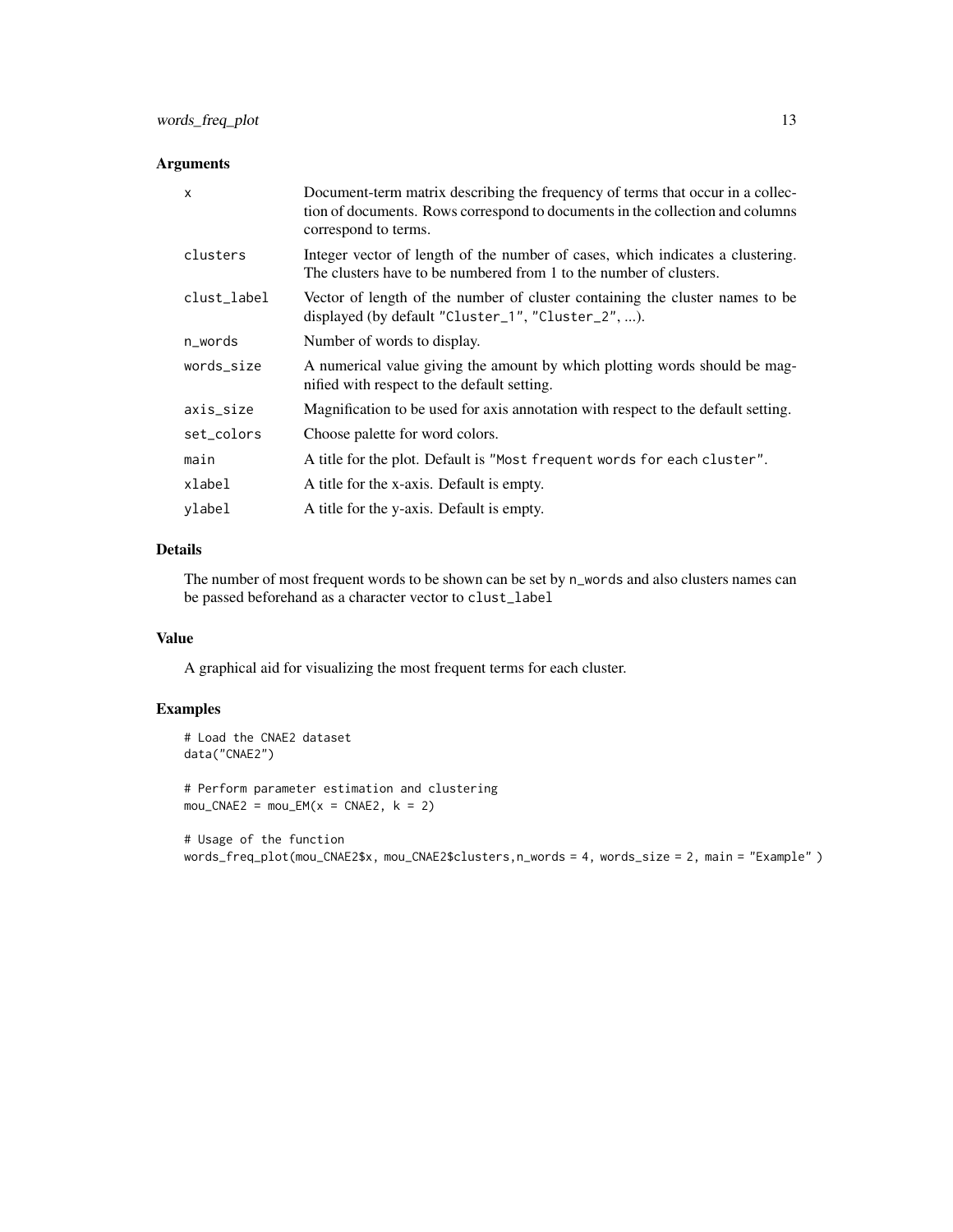### Arguments

| | |
|---|---|
| x | Document-term matrix describing the frequency of terms that occur in a collection of documents. Rows correspond to documents in the collection and columns correspond to terms. |
| clusters | Integer vector of length of the number of cases, which indicates a clustering. The clusters have to be numbered from 1 to the number of clusters. |
| clust_label | Vector of length of the number of cluster containing the cluster names to be displayed (by default "Cluster_1", "Cluster_2", ...). |
| n_words | Number of words to display. |
| words_size | A numerical value giving the amount by which plotting words should be magnified with respect to the default setting. |
| axis_size | Magnification to be used for axis annotation with respect to the default setting. |
| set_colors | Choose palette for word colors. |
| main | A title for the plot. Default is "Most frequent words for each cluster". |
| xlabel | A title for the x-axis. Default is empty. |
| ylabel | A title for the y-axis. Default is empty. |

### Details

The number of most frequent words to be shown can be set by `n_words` and also clusters names can be passed beforehand as a character vector to `clust_label`

### Value

A graphical aid for visualizing the most frequent terms for each cluster.

### Examples

```
# Load the CNAE2 dataset
data("CNAE2")

# Perform parameter estimation and clustering
mou_CNAE2 = mou_EM(x = CNAE2, k = 2)

# Usage of the function
words_freq_plot(mou_CNAE2$x, mou_CNAE2$clusters,n_words = 4, words_size = 2, main = "Example" )
```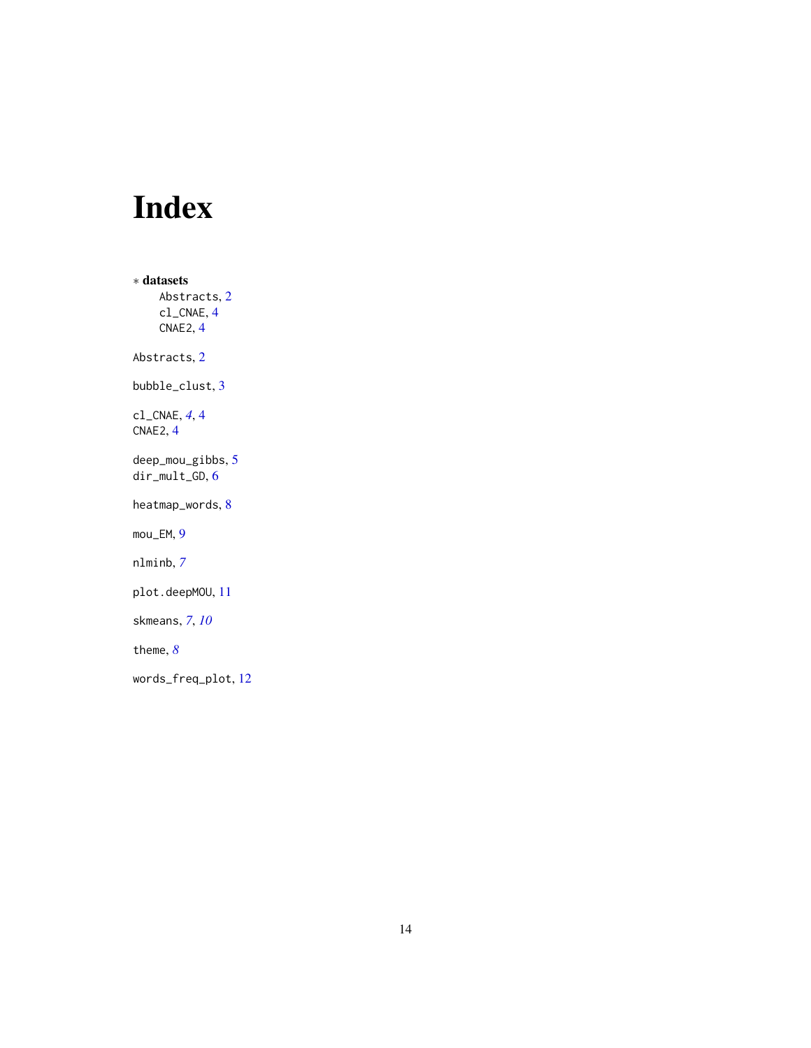# Index

∗ **datasets**
  - Abstracts, 2
  - cl_CNAE, 4
  - CNAE2, 4

Abstracts, 2

bubble_clust, 3

cl_CNAE, *4*, 4
CNAE2, 4

deep_mou_gibbs, 5
dir_mult_GD, 6

heatmap_words, 8

mou_EM, 9

nlminb, *7*

plot.deepMOU, 11

skmeans, *7*, *10*

theme, *8*

words_freq_plot, 12